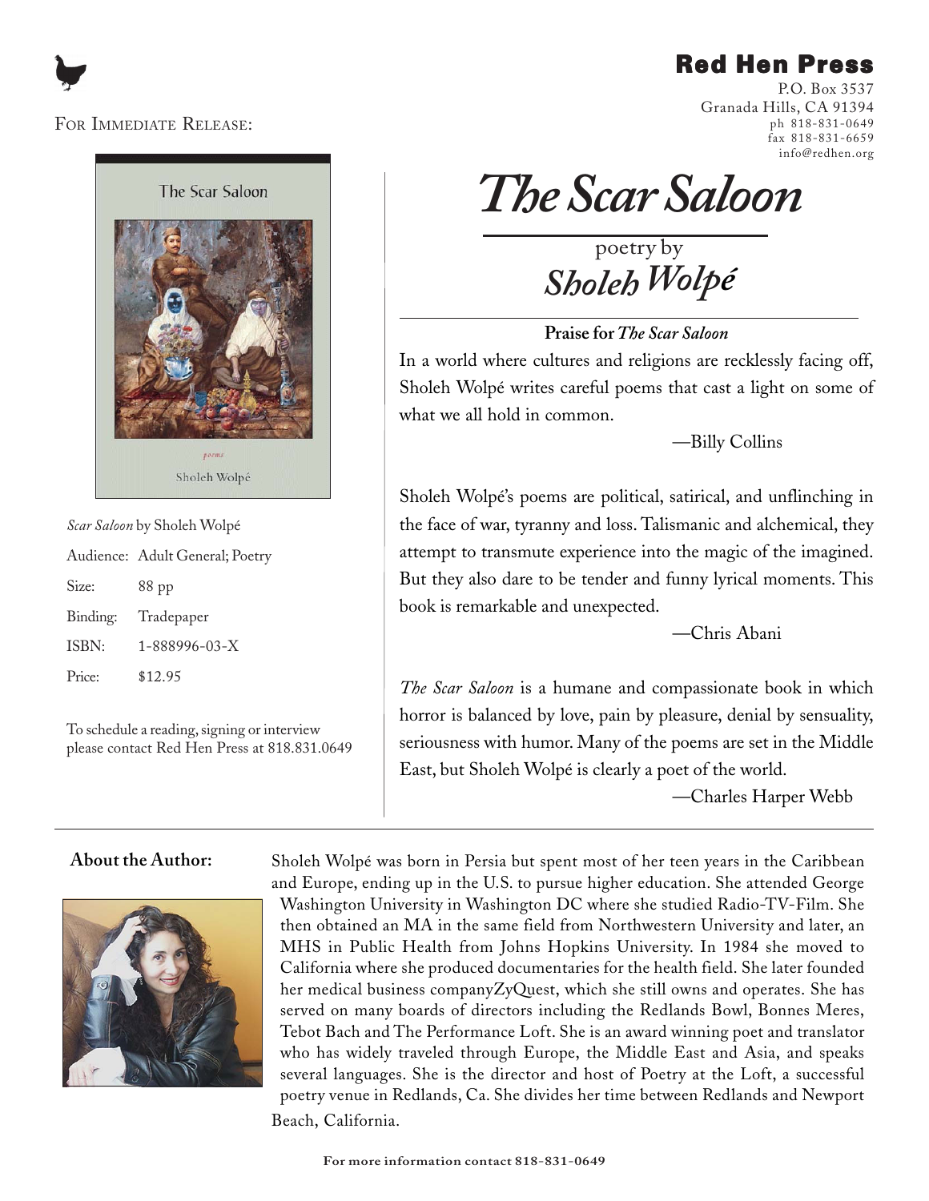# Red Hen Press

P.O. Box 3537
Granada Hills, CA 91394
ph 818-831-0649
fax 818-831-6659
info@redhen.org

FOR IMMEDIATE RELEASE:

# *The Scar Saloon*

poetry by

## *Sholeh Wolpé*

*Scar Saloon* by Sholeh Wolpé

| | |
|---|---|
| Audience: | Adult General; Poetry |
| Size: | 88 pp |
| Binding: | Tradepaper |
| ISBN: | 1-888996-03-X |
| Price: | $12.95 |

To schedule a reading, signing or interview please contact Red Hen Press at 818.831.0649

**Praise for *The Scar Saloon***

In a world where cultures and religions are recklessly facing off, Sholeh Wolpé writes careful poems that cast a light on some of what we all hold in common.

—Billy Collins

Sholeh Wolpé's poems are political, satirical, and unflinching in the face of war, tyranny and loss. Talismanic and alchemical, they attempt to transmute experience into the magic of the imagined. But they also dare to be tender and funny lyrical moments. This book is remarkable and unexpected.

—Chris Abani

*The Scar Saloon* is a humane and compassionate book in which horror is balanced by love, pain by pleasure, denial by sensuality, seriousness with humor. Many of the poems are set in the Middle East, but Sholeh Wolpé is clearly a poet of the world.

—Charles Harper Webb

**About the Author:**

Sholeh Wolpé was born in Persia but spent most of her teen years in the Caribbean and Europe, ending up in the U.S. to pursue higher education. She attended George Washington University in Washington DC where she studied Radio-TV-Film. She then obtained an MA in the same field from Northwestern University and later, an MHS in Public Health from Johns Hopkins University. In 1984 she moved to California where she produced documentaries for the health field. She later founded her medical business companyZyQuest, which she still owns and operates. She has served on many boards of directors including the Redlands Bowl, Bonnes Meres, Tebot Bach and The Performance Loft. She is an award winning poet and translator who has widely traveled through Europe, the Middle East and Asia, and speaks several languages. She is the director and host of Poetry at the Loft, a successful poetry venue in Redlands, Ca. She divides her time between Redlands and Newport Beach, California.

**For more information contact 818-831-0649**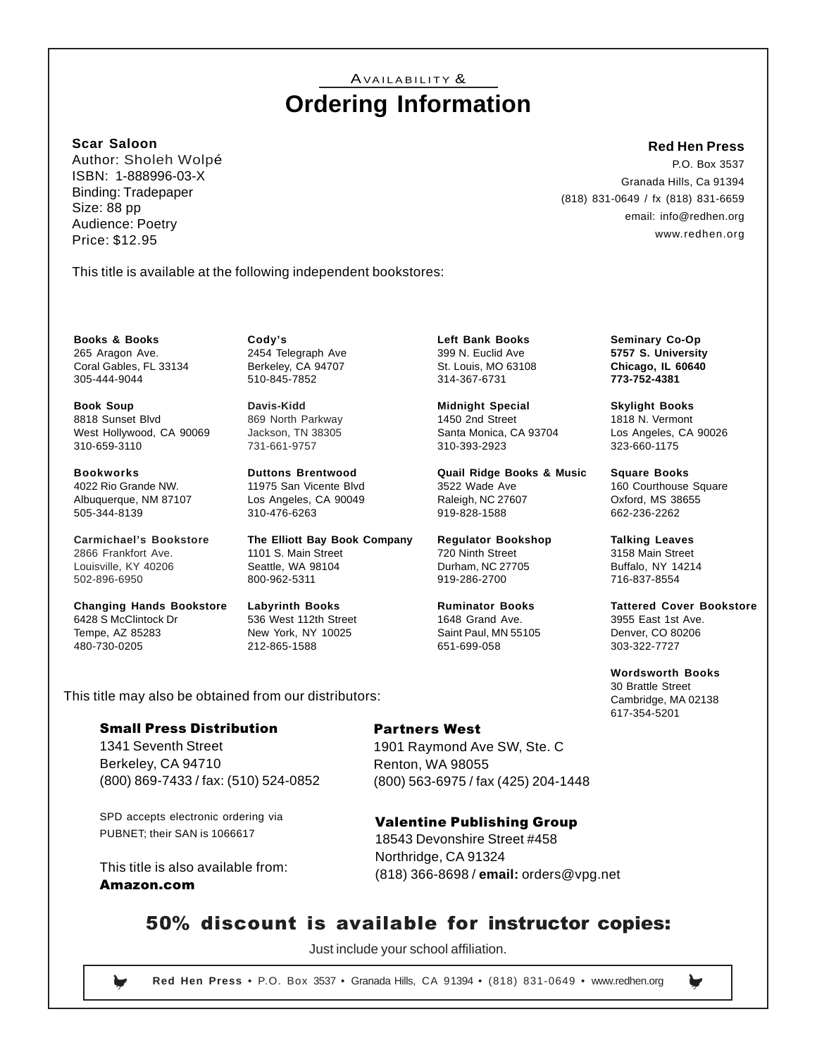Availability &

# Ordering Information

**Scar Saloon**
Author: Sholeh Wolpé
ISBN: 1-888996-03-X
Binding: Tradepaper
Size: 88 pp
Audience: Poetry
Price: $12.95

**Red Hen Press**
P.O. Box 3537
Granada Hills, Ca 91394
(818) 831-0649 / fx (818) 831-6659
email: info@redhen.org
www.redhen.org

This title is available at the following independent bookstores:

**Books & Books**
265 Aragon Ave.
Coral Gables, FL 33134
305-444-9044

**Book Soup**
8818 Sunset Blvd
West Hollywood, CA 90069
310-659-3110

**Bookworks**
4022 Rio Grande NW.
Albuquerque, NM 87107
505-344-8139

**Carmichael's Bookstore**
2866 Frankfort Ave.
Louisville, KY 40206
502-896-6950

**Changing Hands Bookstore**
6428 S McClintock Dr
Tempe, AZ 85283
480-730-0205

**Cody's**
2454 Telegraph Ave
Berkeley, CA 94707
510-845-7852

**Davis-Kidd**
869 North Parkway
Jackson, TN 38305
731-661-9757

**Duttons Brentwood**
11975 San Vicente Blvd
Los Angeles, CA 90049
310-476-6263

**The Elliott Bay Book Company**
1101 S. Main Street
Seattle, WA 98104
800-962-5311

**Labyrinth Books**
536 West 112th Street
New York, NY 10025
212-865-1588

**Left Bank Books**
399 N. Euclid Ave
St. Louis, MO 63108
314-367-6731

**Midnight Special**
1450 2nd Street
Santa Monica, CA 93704
310-393-2923

**Quail Ridge Books & Music**
3522 Wade Ave
Raleigh, NC 27607
919-828-1588

**Regulator Bookshop**
720 Ninth Street
Durham, NC 27705
919-286-2700

**Ruminator Books**
1648 Grand Ave.
Saint Paul, MN 55105
651-699-058

**Seminary Co-Op**
**5757 S. University**
**Chicago, IL 60640**
**773-752-4381**

**Skylight Books**
1818 N. Vermont
Los Angeles, CA 90026
323-660-1175

**Square Books**
160 Courthouse Square
Oxford, MS 38655
662-236-2262

**Talking Leaves**
3158 Main Street
Buffalo, NY 14214
716-837-8554

**Tattered Cover Bookstore**
3955 East 1st Ave.
Denver, CO 80206
303-322-7727

**Wordsworth Books**
30 Brattle Street
Cambridge, MA 02138
617-354-5201

This title may also be obtained from our distributors:

**Small Press Distribution**
1341 Seventh Street
Berkeley, CA 94710
(800) 869-7433 / fax: (510) 524-0852

SPD accepts electronic ordering via PUBNET; their SAN is 1066617

This title is also available from:
**Amazon.com**

**Partners West**
1901 Raymond Ave SW, Ste. C
Renton, WA 98055
(800) 563-6975 / fax (425) 204-1448

**Valentine Publishing Group**
18543 Devonshire Street #458
Northridge, CA 91324
(818) 366-8698 / **email:** orders@vpg.net

## 50% discount is available for instructor copies:

Just include your school affiliation.

**Red Hen Press** • P.O. Box 3537 • Granada Hills, CA 91394 • (818) 831-0649 • www.redhen.org